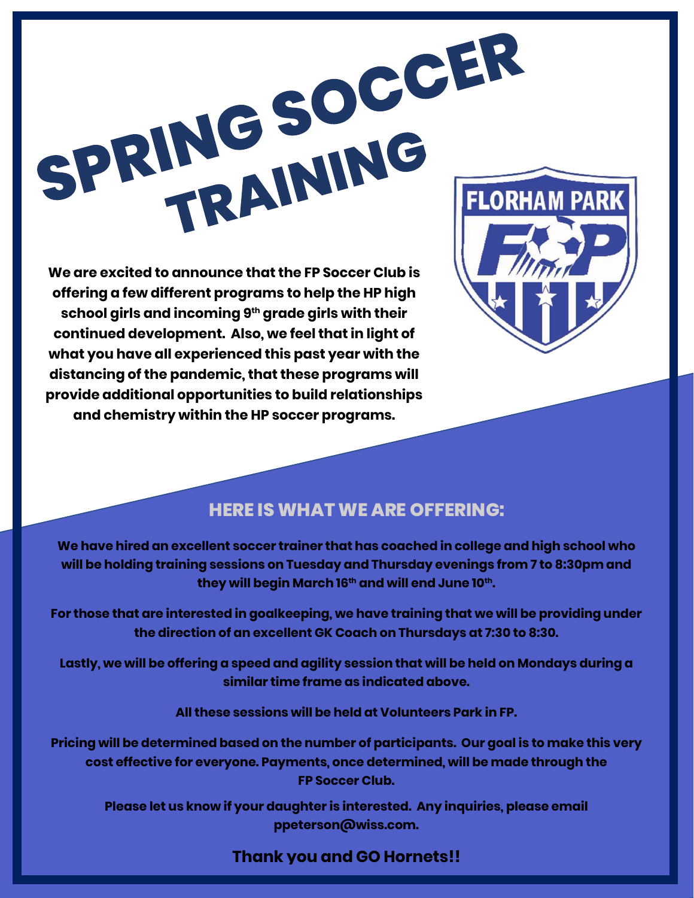# SPRING SOCCER TRAINING

**We are excited to announce that the FP Soccer Club is offering a few different programs to help the HP high school girls and incoming 9th grade girls with their continued development. Also, we feel that in light of what you have all experienced this past year with the distancing of the pandemic, that these programs will provide additional opportunities to build relationships and chemistry within the HP soccer programs.**

## HERE IS WHAT WE ARE OFFERING:

**We have hired an excellent soccer trainer that has coached in college and high school who will be holding training sessions on Tuesday and Thursday evenings from 7 to 8:30pm and they will begin March 16th and will end June 10th.**

**For those that are interested in goalkeeping, we have training that we will be providing under the direction of an excellent GK Coach on Thursdays at 7:30 to 8:30.**

**Lastly, we will be offering a speed and agility session that will be held on Mondays during a similar time frame as indicated above.**

**All these sessions will be held at Volunteers Park in FP.**

**Pricing will be determined based on the number of participants. Our goal is to make this very cost effective for everyone. Payments, once determined, will be made through the FP Soccer Club.**

**Please let us know if your daughter is interested. Any inquiries, please email ppeterson@wiss.com.**

**Thank you and GO Hornets!!**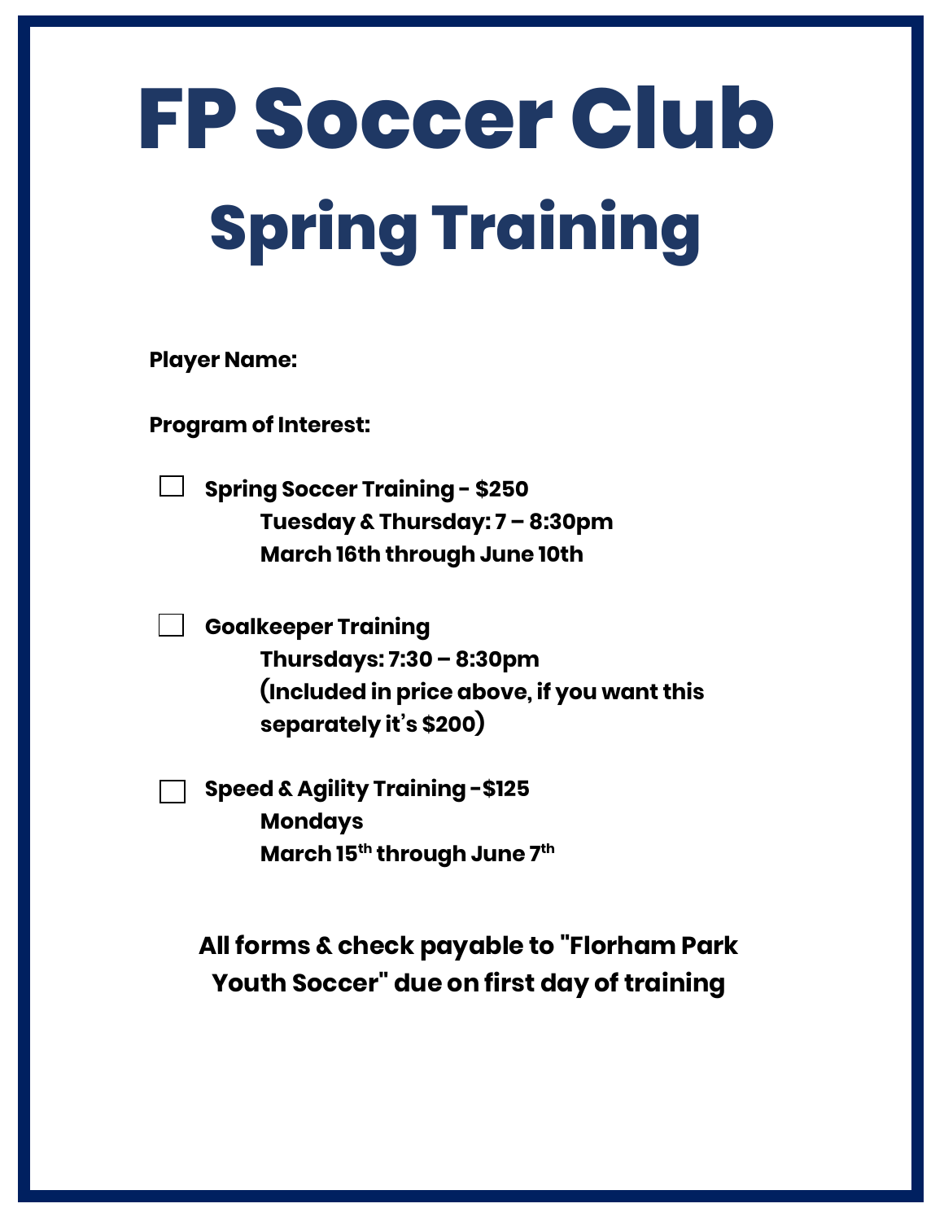# FP Soccer Club

## Spring Training

**Player Name:**

**Program of Interest:**

- ☐ **Spring Soccer Training - $250**
  **Tuesday & Thursday: 7 – 8:30pm**
  **March 16th through June 10th**

- ☐ **Goalkeeper Training**
  **Thursdays: 7:30 – 8:30pm**
  **(Included in price above, if you want this separately it's $200)**

- ☐ **Speed & Agility Training -$125**
  **Mondays**
  **March 15th through June 7th**

**All forms & check payable to "Florham Park Youth Soccer" due on first day of training**